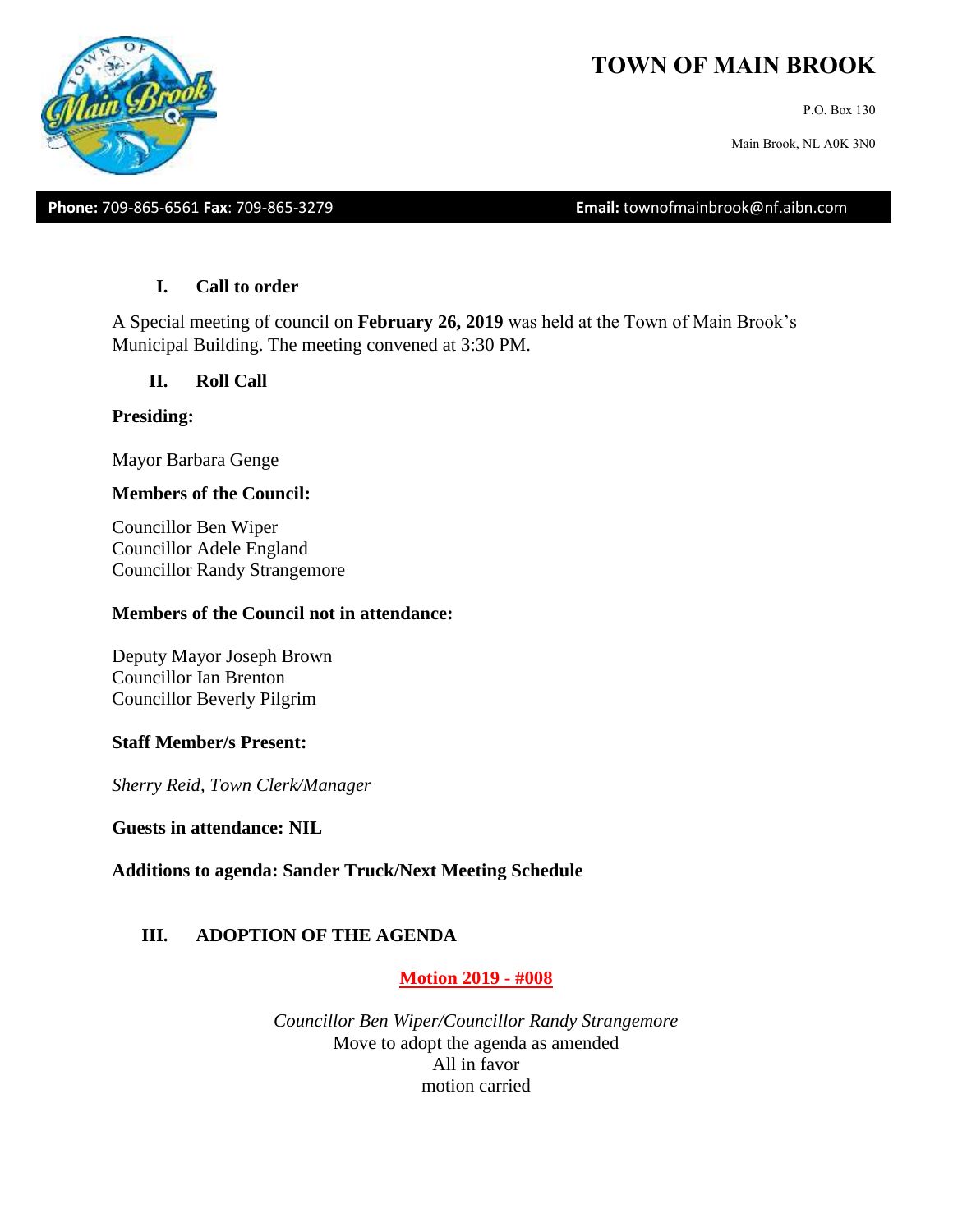# TOWN OF MAIN BROOK

P.O. Box 130

Main Brook, NL A0K 3N0

**Phone:** 709-865-6561 **Fax**: 709-865-3279 **Email:** townofmainbrook@nf.aibn.com

## I. Call to order

A Special meeting of council on **February 26, 2019** was held at the Town of Main Brook's Municipal Building. The meeting convened at 3:30 PM.

## II. Roll Call

**Presiding:**

Mayor Barbara Genge

**Members of the Council:**

Councillor Ben Wiper
Councillor Adele England
Councillor Randy Strangemore

**Members of the Council not in attendance:**

Deputy Mayor Joseph Brown
Councillor Ian Brenton
Councillor Beverly Pilgrim

**Staff Member/s Present:**

*Sherry Reid, Town Clerk/Manager*

**Guests in attendance: NIL**

**Additions to agenda: Sander Truck/Next Meeting Schedule**

## III. ADOPTION OF THE AGENDA

**Motion 2019 - #008**

*Councillor Ben Wiper/Councillor Randy Strangemore*
Move to adopt the agenda as amended
All in favor
motion carried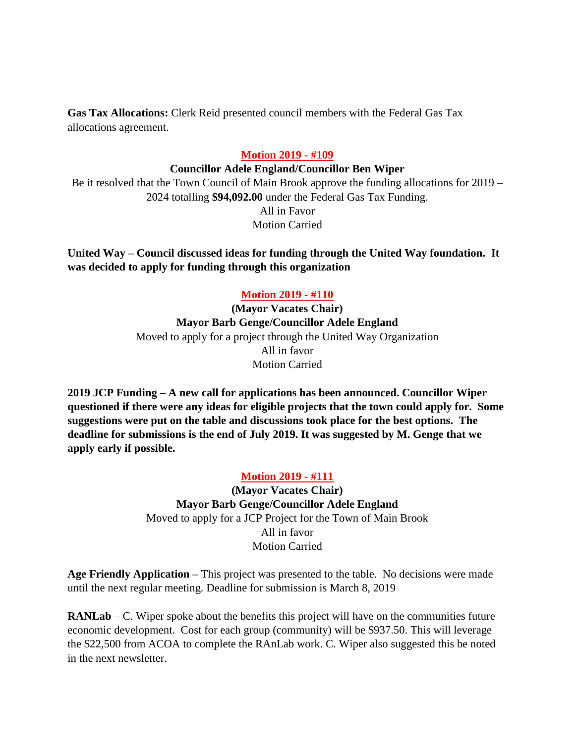**Gas Tax Allocations:** Clerk Reid presented council members with the Federal Gas Tax allocations agreement.

**Motion 2019 - #109**

**Councillor Adele England/Councillor Ben Wiper**

Be it resolved that the Town Council of Main Brook approve the funding allocations for 2019 – 2024 totalling **$94,092.00** under the Federal Gas Tax Funding.

All in Favor

Motion Carried

**United Way – Council discussed ideas for funding through the United Way foundation. It was decided to apply for funding through this organization**

**Motion 2019 - #110**

**(Mayor Vacates Chair)**

**Mayor Barb Genge/Councillor Adele England**

Moved to apply for a project through the United Way Organization

All in favor

Motion Carried

**2019 JCP Funding – A new call for applications has been announced. Councillor Wiper questioned if there were any ideas for eligible projects that the town could apply for. Some suggestions were put on the table and discussions took place for the best options. The deadline for submissions is the end of July 2019. It was suggested by M. Genge that we apply early if possible.**

**Motion 2019 - #111**

**(Mayor Vacates Chair)**

**Mayor Barb Genge/Councillor Adele England**

Moved to apply for a JCP Project for the Town of Main Brook

All in favor

Motion Carried

**Age Friendly Application –** This project was presented to the table. No decisions were made until the next regular meeting. Deadline for submission is March 8, 2019

**RANLab** – C. Wiper spoke about the benefits this project will have on the communities future economic development. Cost for each group (community) will be $937.50. This will leverage the $22,500 from ACOA to complete the RAnLab work. C. Wiper also suggested this be noted in the next newsletter.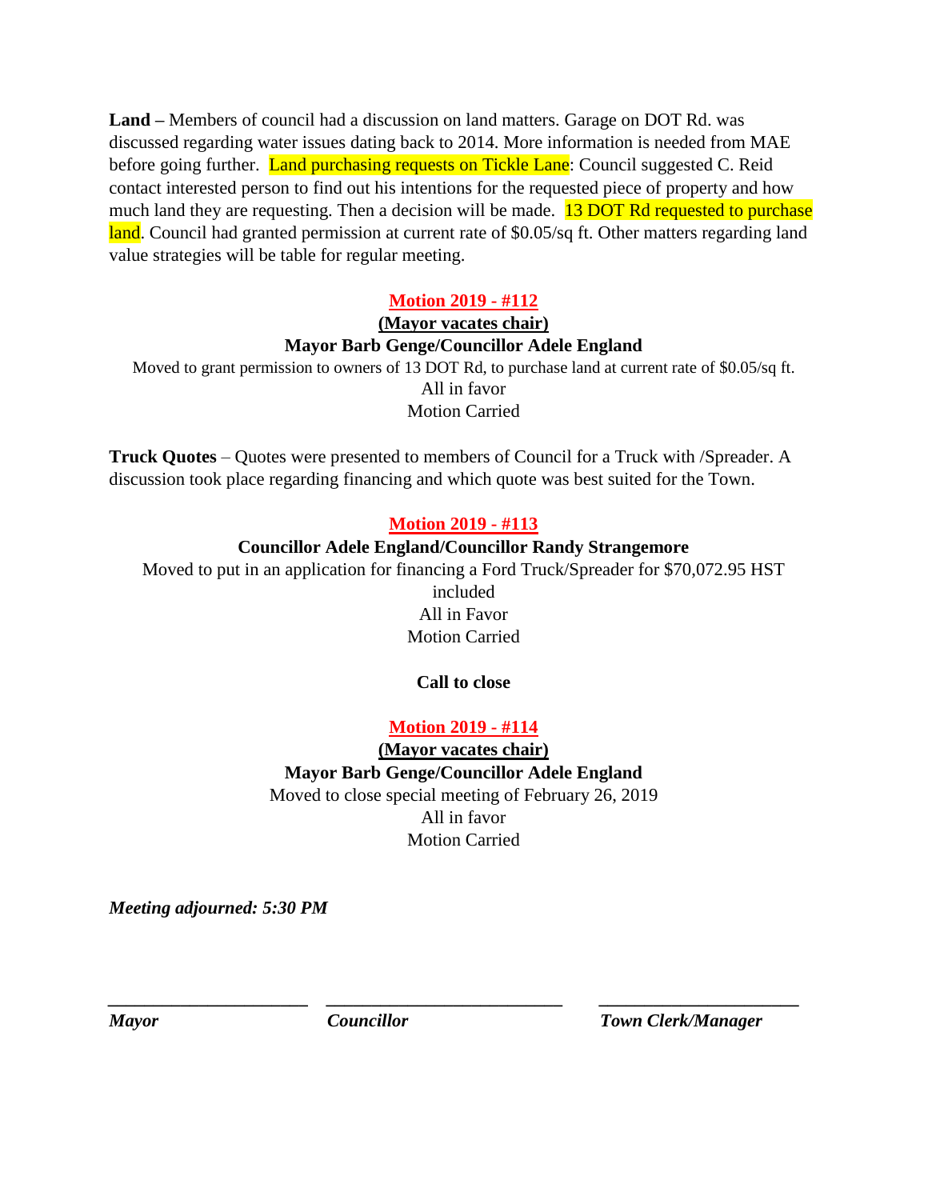**Land –** Members of council had a discussion on land matters. Garage on DOT Rd. was discussed regarding water issues dating back to 2014. More information is needed from MAE before going further. Land purchasing requests on Tickle Lane: Council suggested C. Reid contact interested person to find out his intentions for the requested piece of property and how much land they are requesting. Then a decision will be made. 13 DOT Rd requested to purchase land. Council had granted permission at current rate of $0.05/sq ft. Other matters regarding land value strategies will be table for regular meeting.

**Motion 2019 - #112**

**(Mayor vacates chair)**

**Mayor Barb Genge/Councillor Adele England**

Moved to grant permission to owners of 13 DOT Rd, to purchase land at current rate of $0.05/sq ft.

All in favor

Motion Carried

**Truck Quotes** – Quotes were presented to members of Council for a Truck with /Spreader. A discussion took place regarding financing and which quote was best suited for the Town.

**Motion 2019 - #113**

**Councillor Adele England/Councillor Randy Strangemore**

Moved to put in an application for financing a Ford Truck/Spreader for $70,072.95 HST included

All in Favor

Motion Carried

**Call to close**

**Motion 2019 - #114**

**(Mayor vacates chair)**

**Mayor Barb Genge/Councillor Adele England**

Moved to close special meeting of February 26, 2019

All in favor

Motion Carried

***Meeting adjourned: 5:30 PM***

| | | |
|---|---|---|
| ______________________ | ______________________ | ______________________ |
| ***Mayor*** | ***Councillor*** | ***Town Clerk/Manager*** |